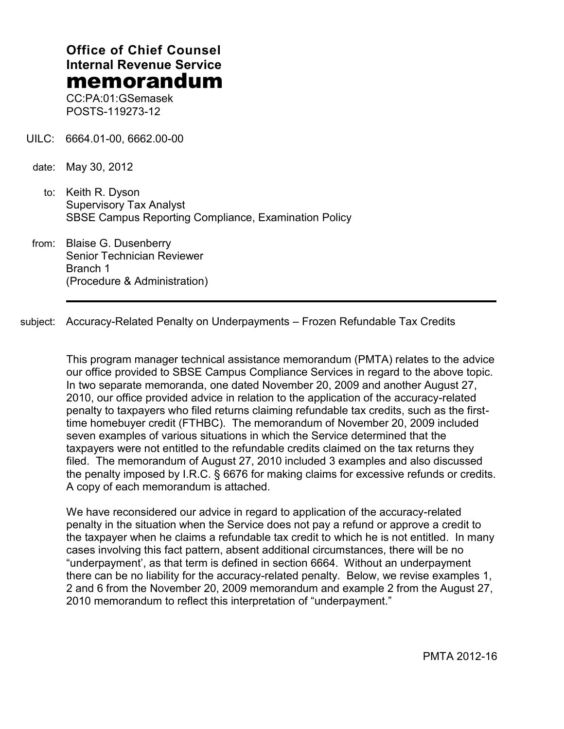**Office of Chief Counsel**
**Internal Revenue Service**
# memorandum

CC:PA:01:GSemasek
POSTS-119273-12

UILC: 6664.01-00, 6662.00-00

date: May 30, 2012

to: Keith R. Dyson
Supervisory Tax Analyst
SBSE Campus Reporting Compliance, Examination Policy

from: Blaise G. Dusenberry
Senior Technician Reviewer
Branch 1
(Procedure & Administration)

subject: Accuracy-Related Penalty on Underpayments – Frozen Refundable Tax Credits

This program manager technical assistance memorandum (PMTA) relates to the advice our office provided to SBSE Campus Compliance Services in regard to the above topic. In two separate memoranda, one dated November 20, 2009 and another August 27, 2010, our office provided advice in relation to the application of the accuracy-related penalty to taxpayers who filed returns claiming refundable tax credits, such as the first-time homebuyer credit (FTHBC). The memorandum of November 20, 2009 included seven examples of various situations in which the Service determined that the taxpayers were not entitled to the refundable credits claimed on the tax returns they filed. The memorandum of August 27, 2010 included 3 examples and also discussed the penalty imposed by I.R.C. § 6676 for making claims for excessive refunds or credits. A copy of each memorandum is attached.

We have reconsidered our advice in regard to application of the accuracy-related penalty in the situation when the Service does not pay a refund or approve a credit to the taxpayer when he claims a refundable tax credit to which he is not entitled. In many cases involving this fact pattern, absent additional circumstances, there will be no "underpayment', as that term is defined in section 6664. Without an underpayment there can be no liability for the accuracy-related penalty. Below, we revise examples 1, 2 and 6 from the November 20, 2009 memorandum and example 2 from the August 27, 2010 memorandum to reflect this interpretation of "underpayment."

PMTA 2012-16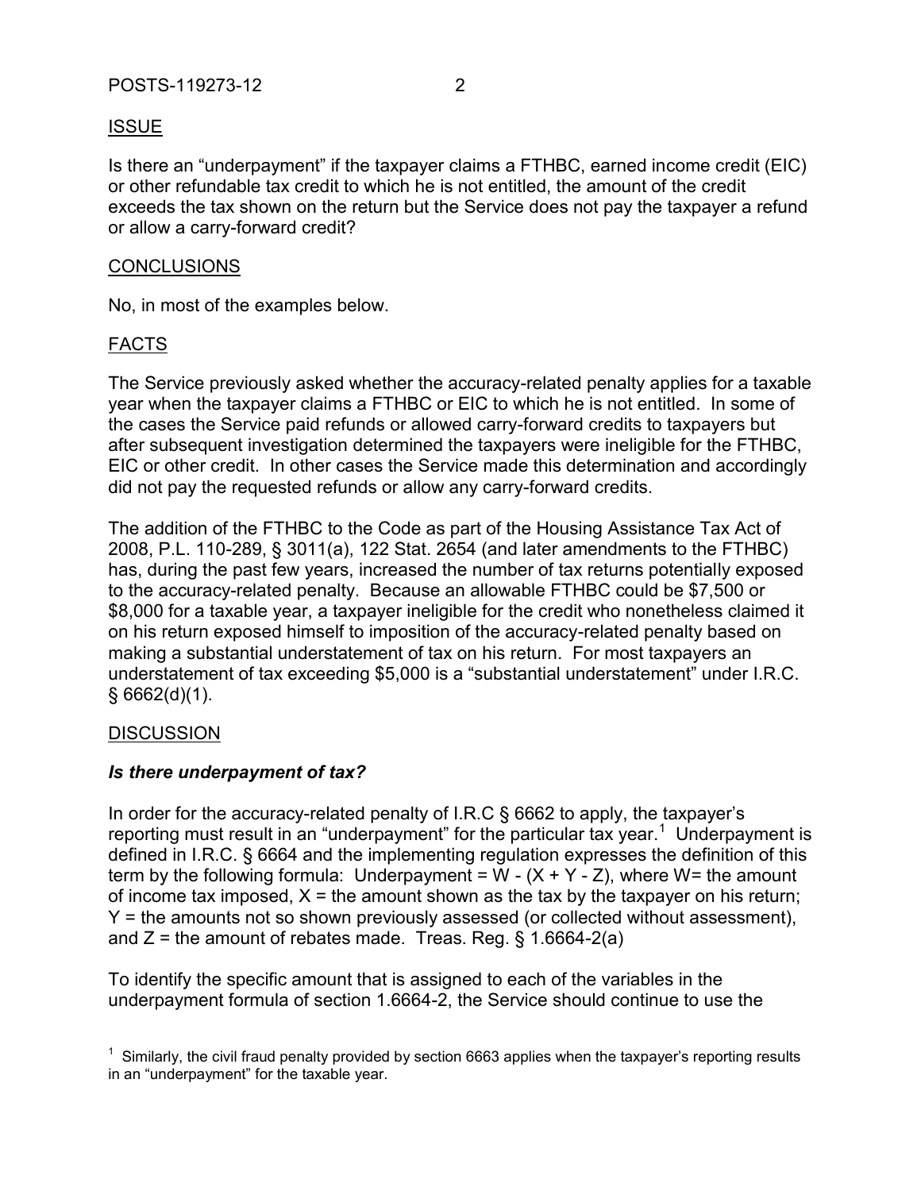## ISSUE

Is there an "underpayment" if the taxpayer claims a FTHBC, earned income credit (EIC) or other refundable tax credit to which he is not entitled, the amount of the credit exceeds the tax shown on the return but the Service does not pay the taxpayer a refund or allow a carry-forward credit?

## CONCLUSIONS

No, in most of the examples below.

## FACTS

The Service previously asked whether the accuracy-related penalty applies for a taxable year when the taxpayer claims a FTHBC or EIC to which he is not entitled. In some of the cases the Service paid refunds or allowed carry-forward credits to taxpayers but after subsequent investigation determined the taxpayers were ineligible for the FTHBC, EIC or other credit. In other cases the Service made this determination and accordingly did not pay the requested refunds or allow any carry-forward credits.

The addition of the FTHBC to the Code as part of the Housing Assistance Tax Act of 2008, P.L. 110-289, § 3011(a), 122 Stat. 2654 (and later amendments to the FTHBC) has, during the past few years, increased the number of tax returns potentially exposed to the accuracy-related penalty. Because an allowable FTHBC could be $7,500 or $8,000 for a taxable year, a taxpayer ineligible for the credit who nonetheless claimed it on his return exposed himself to imposition of the accuracy-related penalty based on making a substantial understatement of tax on his return. For most taxpayers an understatement of tax exceeding $5,000 is a "substantial understatement" under I.R.C. § 6662(d)(1).

## DISCUSSION

### *Is there underpayment of tax?*

In order for the accuracy-related penalty of I.R.C § 6662 to apply, the taxpayer's reporting must result in an "underpayment" for the particular tax year.[1] Underpayment is defined in I.R.C. § 6664 and the implementing regulation expresses the definition of this term by the following formula: Underpayment = W - (X + Y - Z), where W= the amount of income tax imposed, X = the amount shown as the tax by the taxpayer on his return; Y = the amounts not so shown previously assessed (or collected without assessment), and Z = the amount of rebates made. Treas. Reg. § 1.6664-2(a)

To identify the specific amount that is assigned to each of the variables in the underpayment formula of section 1.6664-2, the Service should continue to use the

[1] Similarly, the civil fraud penalty provided by section 6663 applies when the taxpayer's reporting results in an "underpayment" for the taxable year.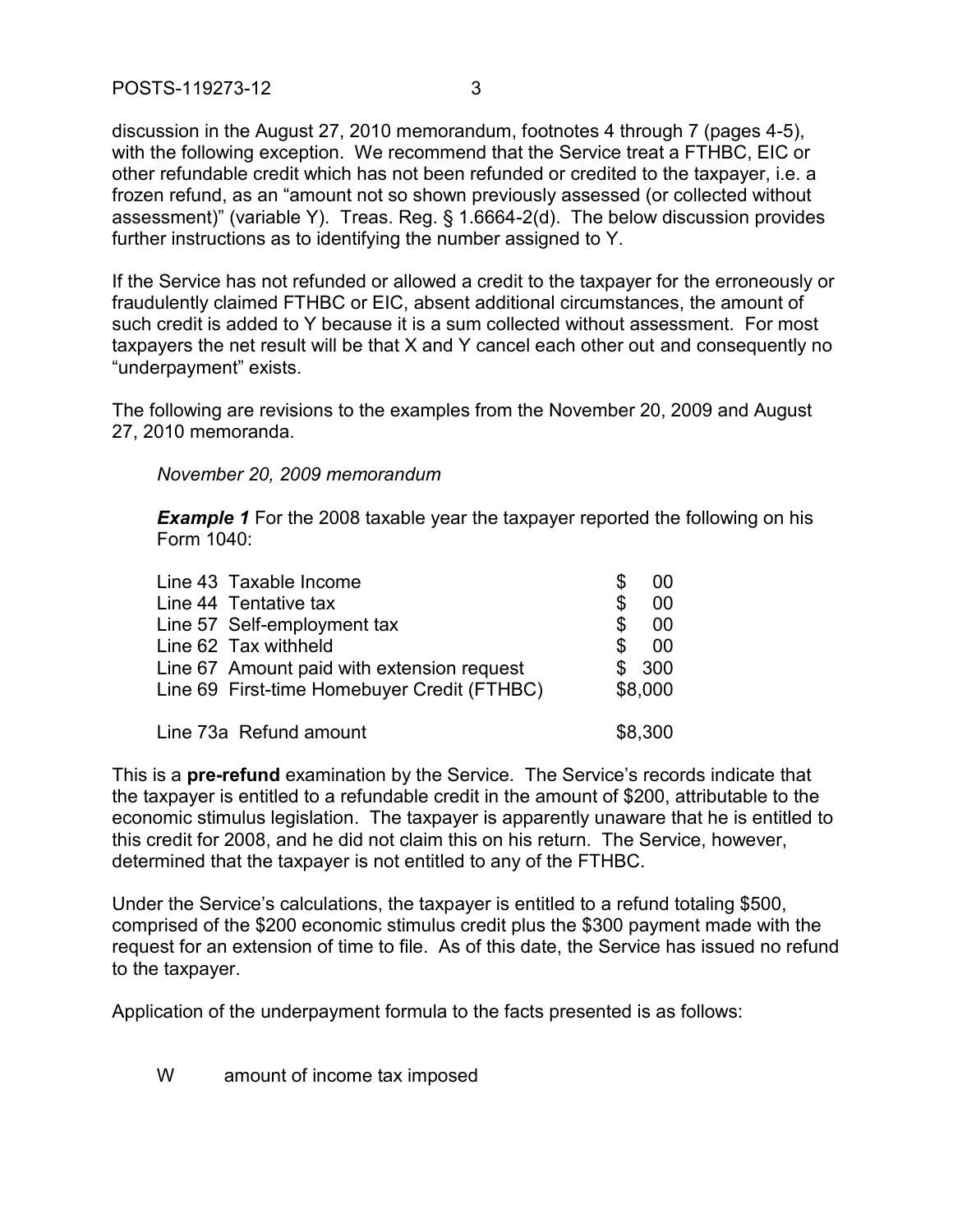discussion in the August 27, 2010 memorandum, footnotes 4 through 7 (pages 4-5), with the following exception. We recommend that the Service treat a FTHBC, EIC or other refundable credit which has not been refunded or credited to the taxpayer, i.e. a frozen refund, as an "amount not so shown previously assessed (or collected without assessment)" (variable Y). Treas. Reg. § 1.6664-2(d). The below discussion provides further instructions as to identifying the number assigned to Y.

If the Service has not refunded or allowed a credit to the taxpayer for the erroneously or fraudulently claimed FTHBC or EIC, absent additional circumstances, the amount of such credit is added to Y because it is a sum collected without assessment. For most taxpayers the net result will be that X and Y cancel each other out and consequently no "underpayment" exists.

The following are revisions to the examples from the November 20, 2009 and August 27, 2010 memoranda.

*November 20, 2009 memorandum*

***Example 1*** For the 2008 taxable year the taxpayer reported the following on his Form 1040:

| | |
|---|---|
| Line 43 Taxable Income | $ 00 |
| Line 44 Tentative tax | $ 00 |
| Line 57 Self-employment tax | $ 00 |
| Line 62 Tax withheld | $ 00 |
| Line 67 Amount paid with extension request | $ 300 |
| Line 69 First-time Homebuyer Credit (FTHBC) | $8,000 |
| Line 73a Refund amount | $8,300 |

This is a **pre-refund** examination by the Service. The Service's records indicate that the taxpayer is entitled to a refundable credit in the amount of $200, attributable to the economic stimulus legislation. The taxpayer is apparently unaware that he is entitled to this credit for 2008, and he did not claim this on his return. The Service, however, determined that the taxpayer is not entitled to any of the FTHBC.

Under the Service's calculations, the taxpayer is entitled to a refund totaling $500, comprised of the $200 economic stimulus credit plus the $300 payment made with the request for an extension of time to file. As of this date, the Service has issued no refund to the taxpayer.

Application of the underpayment formula to the facts presented is as follows:

W amount of income tax imposed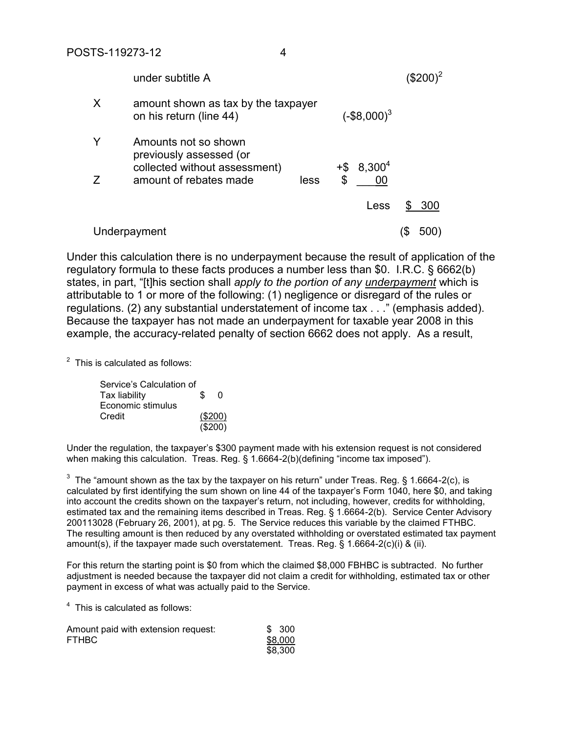| | | | | |
|---|---|---|---|---|
| | under subtitle A | | | ($200)[2] |
| X | amount shown as tax by the taxpayer on his return (line 44) | | (-$8,000)[3] | |
| Y | Amounts not so shown previously assessed (or collected without assessment) | | +$ 8,300[4] | |
| Z | amount of rebates made | less | $ 00 | |
| | | | Less | $ 300 |
| Underpayment | | | | ($ 500) |

Under this calculation there is no underpayment because the result of application of the regulatory formula to these facts produces a number less than $0. I.R.C. § 6662(b) states, in part, "[t]his section shall *apply to the portion of any underpayment* which is attributable to 1 or more of the following: (1) negligence or disregard of the rules or regulations. (2) any substantial understatement of income tax . . ." (emphasis added). Because the taxpayer has not made an underpayment for taxable year 2008 in this example, the accuracy-related penalty of section 6662 does not apply. As a result,

---

[2] This is calculated as follows:

| | |
|---|---|
| Service's Calculation of Tax liability | $ 0 |
| Economic stimulus Credit | ($200) |
| | ($200) |

Under the regulation, the taxpayer's $300 payment made with his extension request is not considered when making this calculation. Treas. Reg. § 1.6664-2(b)(defining "income tax imposed").

[3] The "amount shown as the tax by the taxpayer on his return" under Treas. Reg. § 1.6664-2(c), is calculated by first identifying the sum shown on line 44 of the taxpayer's Form 1040, here $0, and taking into account the credits shown on the taxpayer's return, not including, however, credits for withholding, estimated tax and the remaining items described in Treas. Reg. § 1.6664-2(b). Service Center Advisory 200113028 (February 26, 2001), at pg. 5. The Service reduces this variable by the claimed FTHBC. The resulting amount is then reduced by any overstated withholding or overstated estimated tax payment amount(s), if the taxpayer made such overstatement. Treas. Reg. § 1.6664-2(c)(i) & (ii).

For this return the starting point is $0 from which the claimed $8,000 FBHBC is subtracted. No further adjustment is needed because the taxpayer did not claim a credit for withholding, estimated tax or other payment in excess of what was actually paid to the Service.

[4] This is calculated as follows:

| | |
|---|---|
| Amount paid with extension request: | $ 300 |
| FTHBC | $8,000 |
| | $8,300 |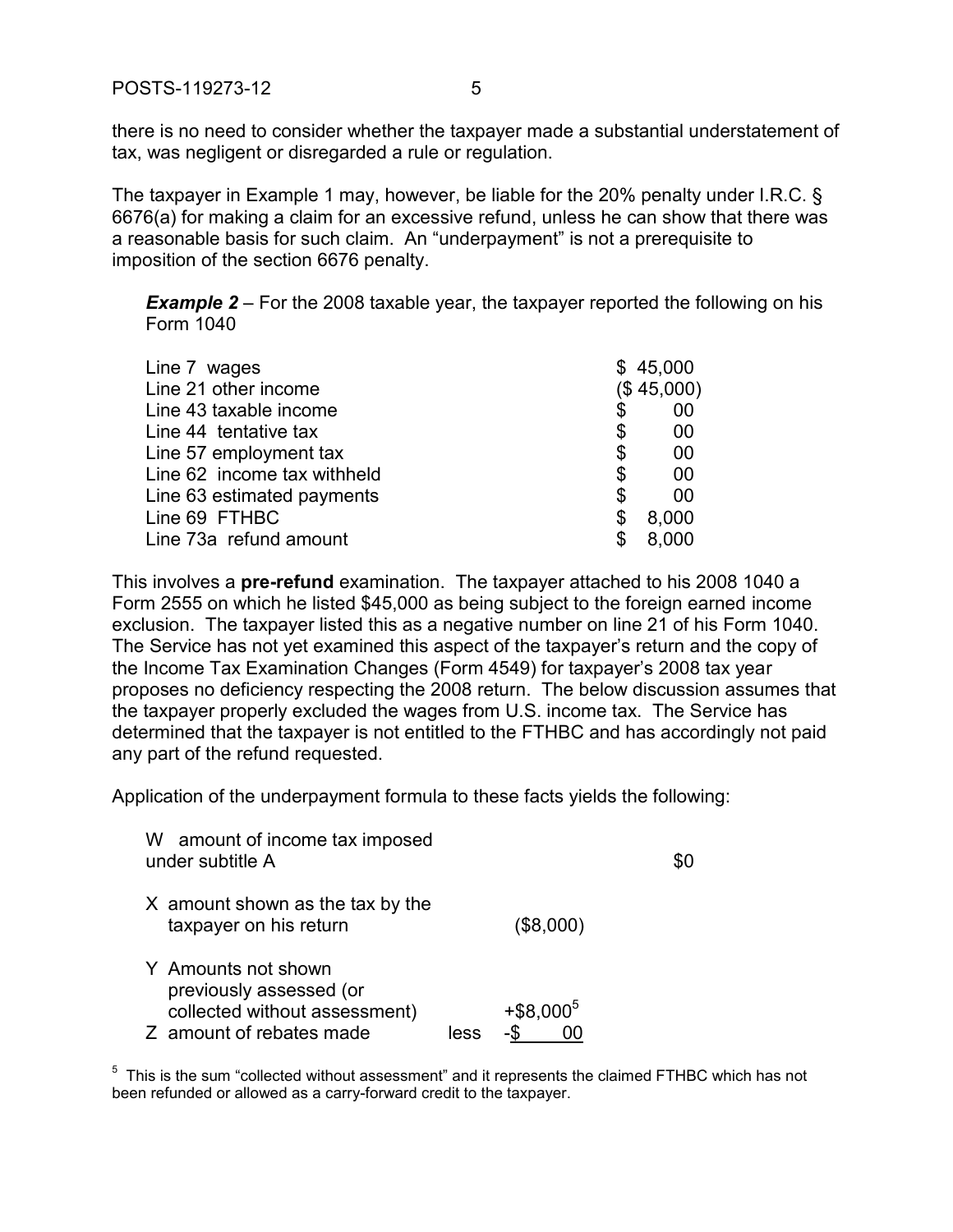there is no need to consider whether the taxpayer made a substantial understatement of tax, was negligent or disregarded a rule or regulation.

The taxpayer in Example 1 may, however, be liable for the 20% penalty under I.R.C. § 6676(a) for making a claim for an excessive refund, unless he can show that there was a reasonable basis for such claim. An "underpayment" is not a prerequisite to imposition of the section 6676 penalty.

> ***Example 2*** – For the 2008 taxable year, the taxpayer reported the following on his Form 1040

| | |
|---|---|
| Line 7 wages | $ 45,000 |
| Line 21 other income | ($ 45,000) |
| Line 43 taxable income | $ 00 |
| Line 44 tentative tax | $ 00 |
| Line 57 employment tax | $ 00 |
| Line 62 income tax withheld | $ 00 |
| Line 63 estimated payments | $ 00 |
| Line 69 FTHBC | $ 8,000 |
| Line 73a refund amount | $ 8,000 |

This involves a **pre-refund** examination. The taxpayer attached to his 2008 1040 a Form 2555 on which he listed $45,000 as being subject to the foreign earned income exclusion. The taxpayer listed this as a negative number on line 21 of his Form 1040. The Service has not yet examined this aspect of the taxpayer's return and the copy of the Income Tax Examination Changes (Form 4549) for taxpayer's 2008 tax year proposes no deficiency respecting the 2008 return. The below discussion assumes that the taxpayer properly excluded the wages from U.S. income tax. The Service has determined that the taxpayer is not entitled to the FTHBC and has accordingly not paid any part of the refund requested.

Application of the underpayment formula to these facts yields the following:

| | | | |
|---|---|---|---|
| W amount of income tax imposed under subtitle A | | | $0 |
| X amount shown as the tax by the taxpayer on his return | | ($8,000) | |
| Y Amounts not shown previously assessed (or collected without assessment) | | +$8,000[5] | |
| Z amount of rebates made | less | -$ 00 | |

[5] This is the sum "collected without assessment" and it represents the claimed FTHBC which has not been refunded or allowed as a carry-forward credit to the taxpayer.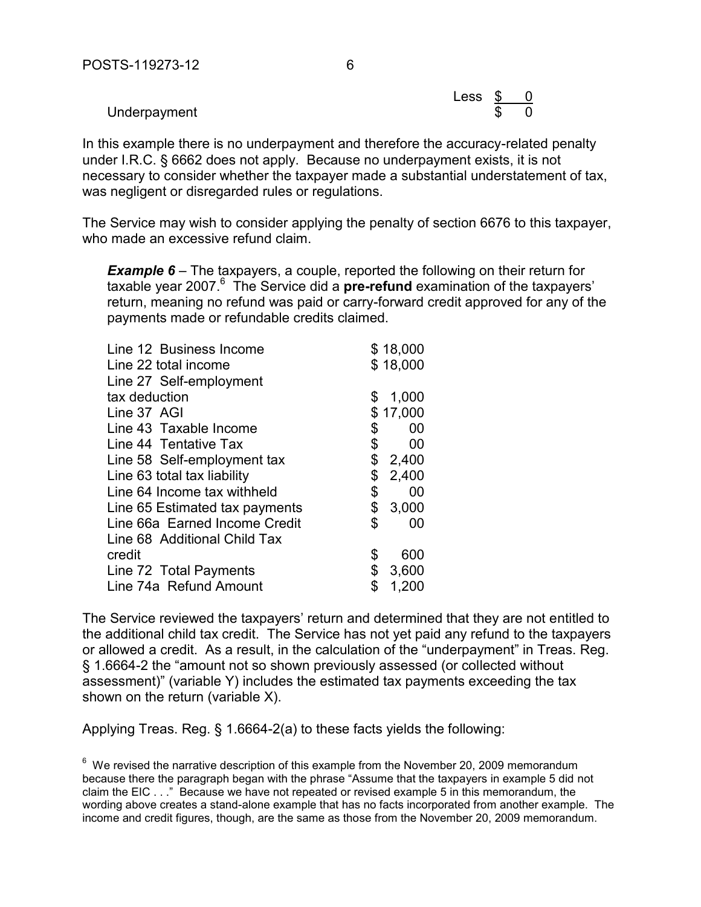| | |
|---|---|
| | Less $ 0 |
| Underpayment | $ 0 |

In this example there is no underpayment and therefore the accuracy-related penalty under I.R.C. § 6662 does not apply. Because no underpayment exists, it is not necessary to consider whether the taxpayer made a substantial understatement of tax, was negligent or disregarded rules or regulations.

The Service may wish to consider applying the penalty of section 6676 to this taxpayer, who made an excessive refund claim.

> ***Example 6*** – The taxpayers, a couple, reported the following on their return for taxable year 2007.[6] The Service did a **pre-refund** examination of the taxpayers' return, meaning no refund was paid or carry-forward credit approved for any of the payments made or refundable credits claimed.

| | |
|---|---|
| Line 12 Business Income | $ 18,000 |
| Line 22 total income | $ 18,000 |
| Line 27 Self-employment tax deduction | $ 1,000 |
| Line 37 AGI | $ 17,000 |
| Line 43 Taxable Income | $ 00 |
| Line 44 Tentative Tax | $ 00 |
| Line 58 Self-employment tax | $ 2,400 |
| Line 63 total tax liability | $ 2,400 |
| Line 64 Income tax withheld | $ 00 |
| Line 65 Estimated tax payments | $ 3,000 |
| Line 66a Earned Income Credit | $ 00 |
| Line 68 Additional Child Tax credit | $ 600 |
| Line 72 Total Payments | $ 3,600 |
| Line 74a Refund Amount | $ 1,200 |

The Service reviewed the taxpayers' return and determined that they are not entitled to the additional child tax credit. The Service has not yet paid any refund to the taxpayers or allowed a credit. As a result, in the calculation of the "underpayment" in Treas. Reg. § 1.6664-2 the "amount not so shown previously assessed (or collected without assessment)" (variable Y) includes the estimated tax payments exceeding the tax shown on the return (variable X).

Applying Treas. Reg. § 1.6664-2(a) to these facts yields the following:

[6] We revised the narrative description of this example from the November 20, 2009 memorandum because there the paragraph began with the phrase "Assume that the taxpayers in example 5 did not claim the EIC . . ." Because we have not repeated or revised example 5 in this memorandum, the wording above creates a stand-alone example that has no facts incorporated from another example. The income and credit figures, though, are the same as those from the November 20, 2009 memorandum.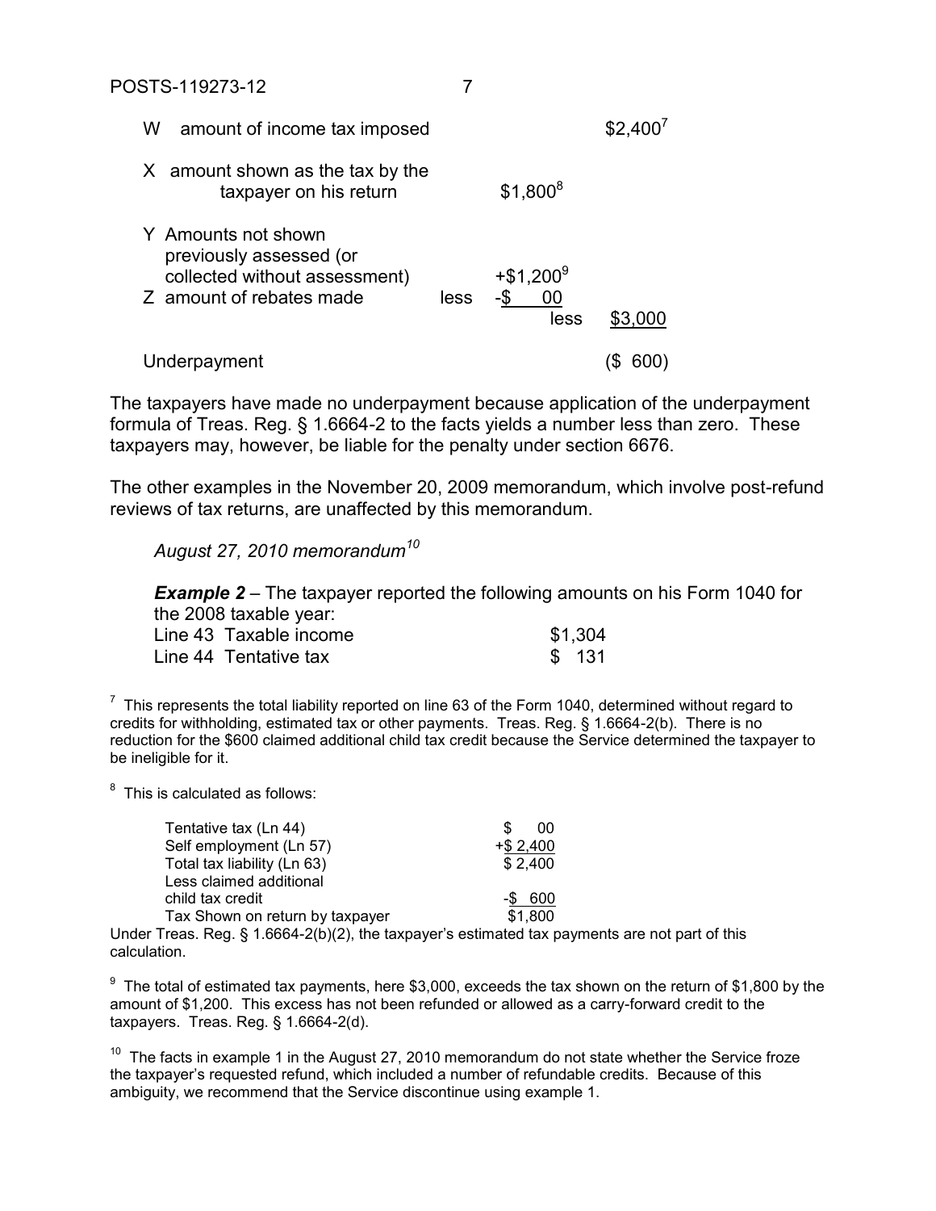| | | | |
|---|---|---|---|
| W amount of income tax imposed | | | $2,400[7] |
| X amount shown as the tax by the taxpayer on his return | | $1,800[8] | |
| Y Amounts not shown previously assessed (or collected without assessment) | | +$1,200[9] | |
| Z amount of rebates made | less | -$ 00 | |
| | | less | $3,000 |
| Underpayment | | | ($ 600) |

The taxpayers have made no underpayment because application of the underpayment formula of Treas. Reg. § 1.6664-2 to the facts yields a number less than zero. These taxpayers may, however, be liable for the penalty under section 6676.

The other examples in the November 20, 2009 memorandum, which involve post-refund reviews of tax returns, are unaffected by this memorandum.

*August 27, 2010 memorandum*[10]

***Example 2*** – The taxpayer reported the following amounts on his Form 1040 for the 2008 taxable year:

| | |
|---|---|
| Line 43 Taxable income | $1,304 |
| Line 44 Tentative tax | $ 131 |

[7] This represents the total liability reported on line 63 of the Form 1040, determined without regard to credits for withholding, estimated tax or other payments. Treas. Reg. § 1.6664-2(b). There is no reduction for the $600 claimed additional child tax credit because the Service determined the taxpayer to be ineligible for it.

[8] This is calculated as follows:

| | |
|---|---|
| Tentative tax (Ln 44) | $ 00 |
| Self employment (Ln 57) | +$ 2,400 |
| Total tax liability (Ln 63) | $ 2,400 |
| Less claimed additional child tax credit | -$ 600 |
| Tax Shown on return by taxpayer | $1,800 |

Under Treas. Reg. § 1.6664-2(b)(2), the taxpayer's estimated tax payments are not part of this calculation.

[9] The total of estimated tax payments, here $3,000, exceeds the tax shown on the return of $1,800 by the amount of $1,200. This excess has not been refunded or allowed as a carry-forward credit to the taxpayers. Treas. Reg. § 1.6664-2(d).

[10] The facts in example 1 in the August 27, 2010 memorandum do not state whether the Service froze the taxpayer's requested refund, which included a number of refundable credits. Because of this ambiguity, we recommend that the Service discontinue using example 1.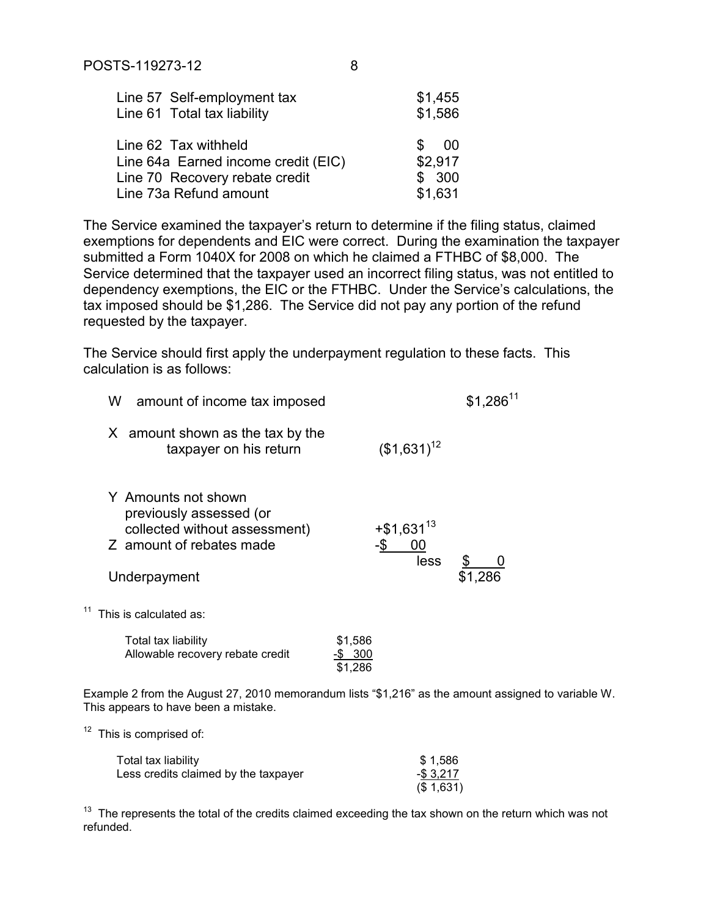| | |
|---|---|
| Line 57 Self-employment tax | \$1,455 |
| Line 61 Total tax liability | \$1,586 |
| Line 62 Tax withheld | \$ 00 |
| Line 64a Earned income credit (EIC) | \$2,917 |
| Line 70 Recovery rebate credit | \$ 300 |
| Line 73a Refund amount | \$1,631 |

The Service examined the taxpayer's return to determine if the filing status, claimed exemptions for dependents and EIC were correct. During the examination the taxpayer submitted a Form 1040X for 2008 on which he claimed a FTHBC of \$8,000. The Service determined that the taxpayer used an incorrect filing status, was not entitled to dependency exemptions, the EIC or the FTHBC. Under the Service's calculations, the tax imposed should be \$1,286. The Service did not pay any portion of the refund requested by the taxpayer.

The Service should first apply the underpayment regulation to these facts. This calculation is as follows:

| | | |
|---|---|---|
| W amount of income tax imposed | | \$1,286[11] |
| X amount shown as the tax by the taxpayer on his return | (\$1,631)[12] | |
| Y Amounts not shown previously assessed (or collected without assessment) | +\$1,631[13] | |
| Z amount of rebates made | -\$ 00 | |
| | less | \$ 0 |
| Underpayment | | \$1,286 |

[11] This is calculated as:

| | |
|---|---|
| Total tax liability | \$1,586 |
| Allowable recovery rebate credit | -\$ 300 |
| | \$1,286 |

Example 2 from the August 27, 2010 memorandum lists "\$1,216" as the amount assigned to variable W. This appears to have been a mistake.

[12] This is comprised of:

| | |
|---|---|
| Total tax liability | \$ 1,586 |
| Less credits claimed by the taxpayer | -\$ 3,217 |
| | (\$ 1,631) |

[13] The represents the total of the credits claimed exceeding the tax shown on the return which was not refunded.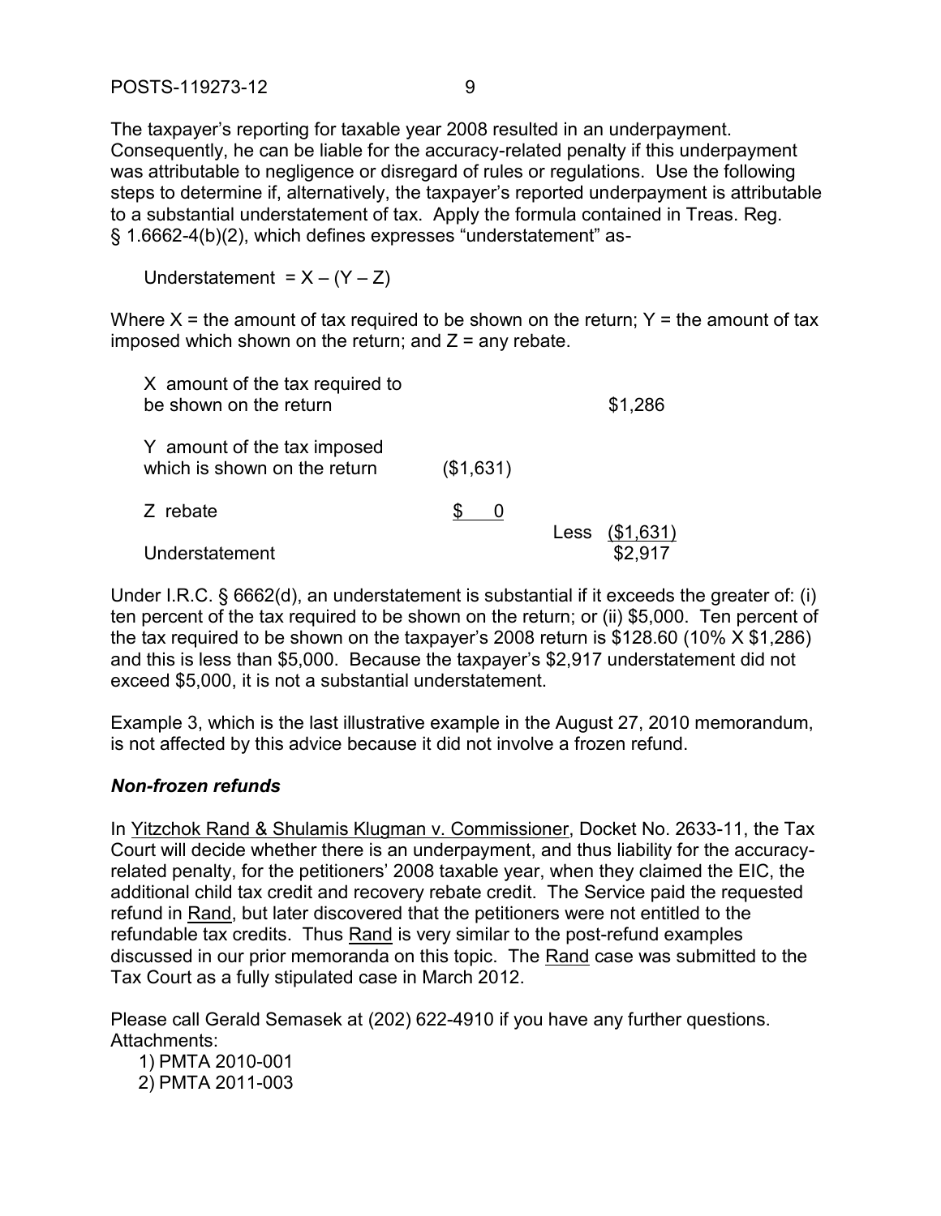The taxpayer's reporting for taxable year 2008 resulted in an underpayment. Consequently, he can be liable for the accuracy-related penalty if this underpayment was attributable to negligence or disregard of rules or regulations. Use the following steps to determine if, alternatively, the taxpayer's reported underpayment is attributable to a substantial understatement of tax. Apply the formula contained in Treas. Reg. § 1.6662-4(b)(2), which defines expresses "understatement" as-

$$\text{Understatement} = X - (Y - Z)$$

Where X = the amount of tax required to be shown on the return; Y = the amount of tax imposed which shown on the return; and Z = any rebate.

| | | |
|---|---|---|
| X amount of the tax required to be shown on the return | | $1,286 |
| Y amount of the tax imposed which is shown on the return | ($1,631) | |
| Z rebate | $ 0 | |
| | | Less ($1,631) |
| Understatement | | $2,917 |

Under I.R.C. § 6662(d), an understatement is substantial if it exceeds the greater of: (i) ten percent of the tax required to be shown on the return; or (ii) $5,000. Ten percent of the tax required to be shown on the taxpayer's 2008 return is $128.60 (10% X $1,286) and this is less than $5,000. Because the taxpayer's $2,917 understatement did not exceed $5,000, it is not a substantial understatement.

Example 3, which is the last illustrative example in the August 27, 2010 memorandum, is not affected by this advice because it did not involve a frozen refund.

### *Non-frozen refunds*

In Yitzchok Rand & Shulamis Klugman v. Commissioner, Docket No. 2633-11, the Tax Court will decide whether there is an underpayment, and thus liability for the accuracy-related penalty, for the petitioners' 2008 taxable year, when they claimed the EIC, the additional child tax credit and recovery rebate credit. The Service paid the requested refund in Rand, but later discovered that the petitioners were not entitled to the refundable tax credits. Thus Rand is very similar to the post-refund examples discussed in our prior memoranda on this topic. The Rand case was submitted to the Tax Court as a fully stipulated case in March 2012.

Please call Gerald Semasek at (202) 622-4910 if you have any further questions.
Attachments:

1) PMTA 2010-001
2) PMTA 2011-003